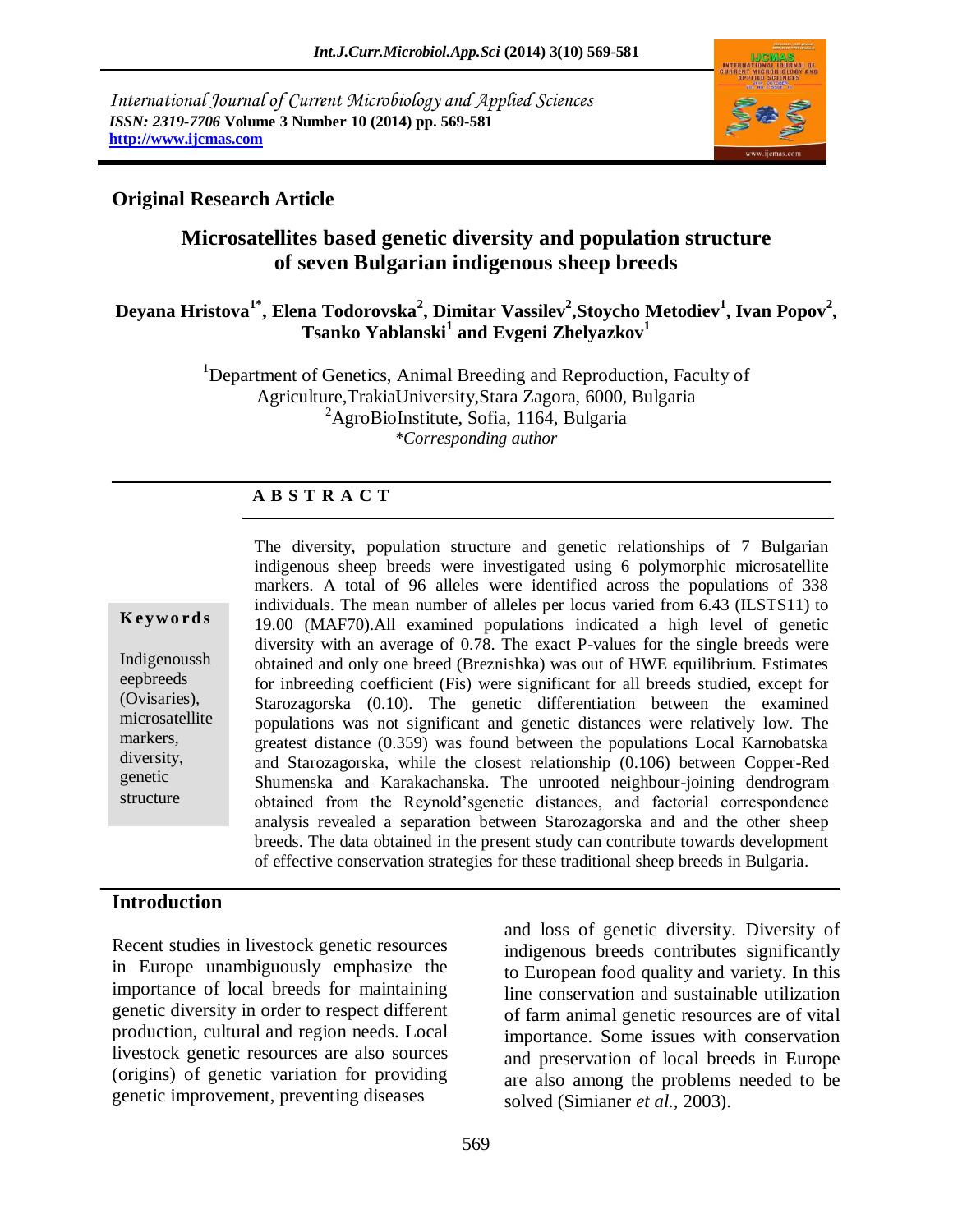International Journal of Current Microbiology and Applied Sciences
*ISSN: 2319-7706* **Volume 3 Number 10 (2014) pp. 569-581**
**http://www.ijcmas.com**

**Original Research Article**

# Microsatellites based genetic diversity and population structure of seven Bulgarian indigenous sheep breeds

**Deyana Hristova[1*], Elena Todorovska[2], Dimitar Vassilev[2], Stoycho Metodiev[1], Ivan Popov[2], Tsanko Yablanski[1] and Evgeni Zhelyazkov[1]**

[1]Department of Genetics, Animal Breeding and Reproduction, Faculty of Agriculture, TrakiaUniversity, Stara Zagora, 6000, Bulgaria
[2]AgroBioInstitute, Sofia, 1164, Bulgaria
*\*Corresponding author*

## A B S T R A C T

**Keywords**

Indigenoussheepbreeds (Ovisaries), microsatellite markers, diversity, genetic structure

The diversity, population structure and genetic relationships of 7 Bulgarian indigenous sheep breeds were investigated using 6 polymorphic microsatellite markers. A total of 96 alleles were identified across the populations of 338 individuals. The mean number of alleles per locus varied from 6.43 (ILSTS11) to 19.00 (MAF70).All examined populations indicated a high level of genetic diversity with an average of 0.78. The exact P-values for the single breeds were obtained and only one breed (Breznishka) was out of HWE equilibrium. Estimates for inbreeding coefficient (Fis) were significant for all breeds studied, except for Starozagorska (0.10). The genetic differentiation between the examined populations was not significant and genetic distances were relatively low. The greatest distance (0.359) was found between the populations Local Karnobatska and Starozagorska, while the closest relationship (0.106) between Copper-Red Shumenska and Karakachanska. The unrooted neighbour-joining dendrogram obtained from the Reynold'sgenetic distances, and factorial correspondence analysis revealed a separation between Starozagorska and and the other sheep breeds. The data obtained in the present study can contribute towards development of effective conservation strategies for these traditional sheep breeds in Bulgaria.

## Introduction

Recent studies in livestock genetic resources in Europe unambiguously emphasize the importance of local breeds for maintaining genetic diversity in order to respect different production, cultural and region needs. Local livestock genetic resources are also sources (origins) of genetic variation for providing genetic improvement, preventing diseases and loss of genetic diversity. Diversity of indigenous breeds contributes significantly to European food quality and variety. In this line conservation and sustainable utilization of farm animal genetic resources are of vital importance. Some issues with conservation and preservation of local breeds in Europe are also among the problems needed to be solved (Simianer *et al.,* 2003).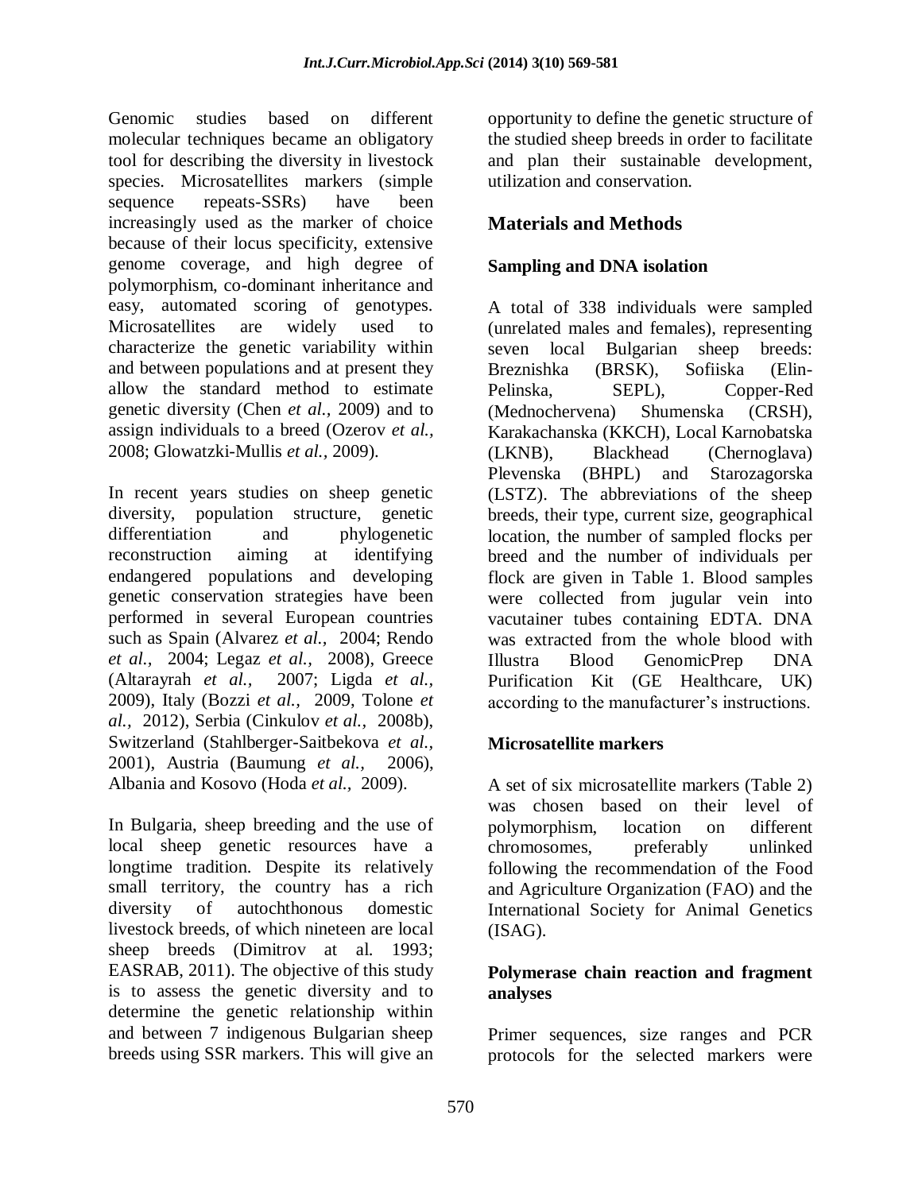Genomic studies based on different molecular techniques became an obligatory tool for describing the diversity in livestock species. Microsatellites markers (simple sequence repeats-SSRs) have been increasingly used as the marker of choice because of their locus specificity, extensive genome coverage, and high degree of polymorphism, co-dominant inheritance and easy, automated scoring of genotypes. Microsatellites are widely used to characterize the genetic variability within and between populations and at present they allow the standard method to estimate genetic diversity (Chen *et al.,* 2009) and to assign individuals to a breed (Ozerov *et al.,* 2008; Glowatzki-Mullis *et al.,* 2009).

In recent years studies on sheep genetic diversity, population structure, genetic differentiation and phylogenetic reconstruction aiming at identifying endangered populations and developing genetic conservation strategies have been performed in several European countries such as Spain (Alvarez *et al.,* 2004; Rendo *et al.,* 2004; Legaz *et al.,* 2008), Greece (Altarayrah *et al.,* 2007; Ligda *et al.,* 2009), Italy (Bozzi *et al.,* 2009, Tolone *et al.,* 2012), Serbia (Cinkulov *et al.,* 2008b), Switzerland (Stahlberger-Saitbekova *et al.,* 2001), Austria (Baumung *et al.,* 2006), Albania and Kosovo (Hoda *et al.,* 2009).

In Bulgaria, sheep breeding and the use of local sheep genetic resources have a longtime tradition. Despite its relatively small territory, the country has a rich diversity of autochthonous domestic livestock breeds, of which nineteen are local sheep breeds (Dimitrov at al. 1993; EASRAB, 2011). The objective of this study is to assess the genetic diversity and to determine the genetic relationship within and between 7 indigenous Bulgarian sheep breeds using SSR markers. This will give an opportunity to define the genetic structure of the studied sheep breeds in order to facilitate and plan their sustainable development, utilization and conservation.

## Materials and Methods

### Sampling and DNA isolation

A total of 338 individuals were sampled (unrelated males and females), representing seven local Bulgarian sheep breeds: Breznishka (BRSK), Sofiiska (Elin-Pelinska, SEPL), Copper-Red (Mednochervena) Shumenska (CRSH), Karakachanska (KKCH), Local Karnobatska (LKNB), Blackhead (Chernoglava) Plevenska (BHPL) and Starozagorska (LSTZ). The abbreviations of the sheep breeds, their type, current size, geographical location, the number of sampled flocks per breed and the number of individuals per flock are given in Table 1. Blood samples were collected from jugular vein into vacutainer tubes containing EDTA. DNA was extracted from the whole blood with Illustra Blood GenomicPrep DNA Purification Kit (GE Healthcare, UK) according to the manufacturer's instructions.

### Microsatellite markers

A set of six microsatellite markers (Table 2) was chosen based on their level of polymorphism, location on different chromosomes, preferably unlinked following the recommendation of the Food and Agriculture Organization (FAO) and the International Society for Animal Genetics (ISAG).

### Polymerase chain reaction and fragment analyses

Primer sequences, size ranges and PCR protocols for the selected markers were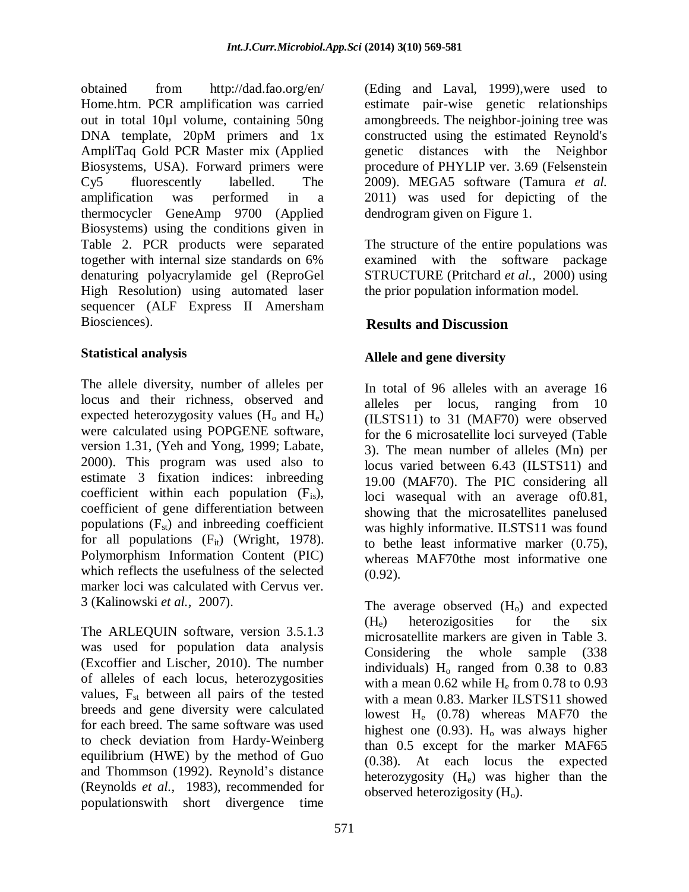obtained from http://dad.fao.org/en/Home.htm. PCR amplification was carried out in total 10µl volume, containing 50ng DNA template, 20pM primers and 1x AmpliTaq Gold PCR Master mix (Applied Biosystems, USA). Forward primers were Cy5 fluorescently labelled. The amplification was performed in a thermocycler GeneAmp 9700 (Applied Biosystems) using the conditions given in Table 2. PCR products were separated together with internal size standards on 6% denaturing polyacrylamide gel (ReproGel High Resolution) using automated laser sequencer (ALF Express II Amersham Biosciences).

### Statistical analysis

The allele diversity, number of alleles per locus and their richness, observed and expected heterozygosity values ($H_o$ and $H_e$) were calculated using POPGENE software, version 1.31, (Yeh and Yong, 1999; Labate, 2000). This program was used also to estimate 3 fixation indices: inbreeding coefficient within each population ($F_{is}$), coefficient of gene differentiation between populations ($F_{st}$) and inbreeding coefficient for all populations ($F_{it}$) (Wright, 1978). Polymorphism Information Content (PIC) which reflects the usefulness of the selected marker loci was calculated with Cervus ver. 3 (Kalinowski *et al.,* 2007).

The ARLEQUIN software, version 3.5.1.3 was used for population data analysis (Excoffier and Lischer, 2010). The number of alleles of each locus, heterozygosities values, $F_{st}$ between all pairs of the tested breeds and gene diversity were calculated for each breed. The same software was used to check deviation from Hardy-Weinberg equilibrium (HWE) by the method of Guo and Thommson (1992). Reynold's distance (Reynolds *et al.,* 1983), recommended for populationswith short divergence time (Eding and Laval, 1999),were used to estimate pair-wise genetic relationships amongbreeds. The neighbor-joining tree was constructed using the estimated Reynold's genetic distances with the Neighbor procedure of PHYLIP ver. 3.69 (Felsenstein 2009). MEGA5 software (Tamura *et al.* 2011) was used for depicting of the dendrogram given on Figure 1.

The structure of the entire populations was examined with the software package STRUCTURE (Pritchard *et al.,* 2000) using the prior population information model.

## Results and Discussion

### Allele and gene diversity

In total of 96 alleles with an average 16 alleles per locus, ranging from 10 (ILSTS11) to 31 (MAF70) were observed for the 6 microsatellite loci surveyed (Table 3). The mean number of alleles (Mn) per locus varied between 6.43 (ILSTS11) and 19.00 (MAF70). The PIC considering all loci wasequal with an average of0.81, showing that the microsatellites panelused was highly informative. ILSTS11 was found to bethe least informative marker (0.75), whereas MAF70the most informative one (0.92).

The average observed ($H_o$) and expected ($H_e$) heterozigosities for the six microsatellite markers are given in Table 3. Considering the whole sample (338 individuals) $H_o$ ranged from 0.38 to 0.83 with a mean 0.62 while $H_e$ from 0.78 to 0.93 with a mean 0.83. Marker ILSTS11 showed lowest $H_e$ (0.78) whereas MAF70 the highest one (0.93). $H_o$ was always higher than 0.5 except for the marker MAF65 (0.38). At each locus the expected heterozygosity ($H_e$) was higher than the observed heterozigosity ($H_o$).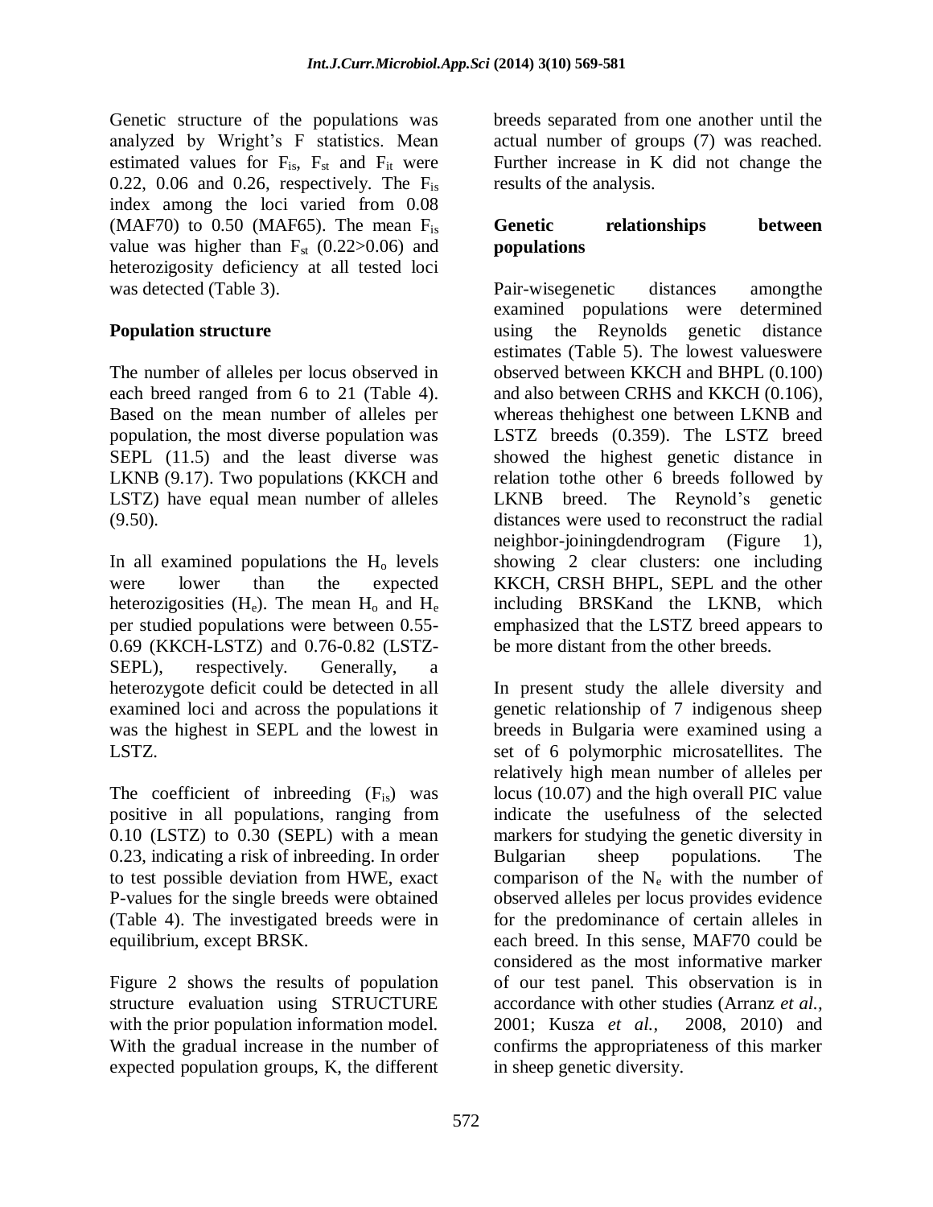Genetic structure of the populations was analyzed by Wright's F statistics. Mean estimated values for $F_{is}$, $F_{st}$ and $F_{it}$ were 0.22, 0.06 and 0.26, respectively. The $F_{is}$ index among the loci varied from 0.08 (MAF70) to 0.50 (MAF65). The mean $F_{is}$ value was higher than $F_{st}$ (0.22>0.06) and heterozigosity deficiency at all tested loci was detected (Table 3).

## Population structure

The number of alleles per locus observed in each breed ranged from 6 to 21 (Table 4). Based on the mean number of alleles per population, the most diverse population was SEPL (11.5) and the least diverse was LKNB (9.17). Two populations (KKCH and LSTZ) have equal mean number of alleles (9.50).

In all examined populations the $H_o$ levels were lower than the expected heterozigosities ($H_e$). The mean $H_o$ and $H_e$ per studied populations were between 0.55-0.69 (KKCH-LSTZ) and 0.76-0.82 (LSTZ-SEPL), respectively. Generally, a heterozygote deficit could be detected in all examined loci and across the populations it was the highest in SEPL and the lowest in LSTZ.

The coefficient of inbreeding ($F_{is}$) was positive in all populations, ranging from 0.10 (LSTZ) to 0.30 (SEPL) with a mean 0.23, indicating a risk of inbreeding. In order to test possible deviation from HWE, exact P-values for the single breeds were obtained (Table 4). The investigated breeds were in equilibrium, except BRSK.

Figure 2 shows the results of population structure evaluation using STRUCTURE with the prior population information model. With the gradual increase in the number of expected population groups, K, the different breeds separated from one another until the actual number of groups (7) was reached. Further increase in K did not change the results of the analysis.

## Genetic relationships between populations

Pair-wisegenetic distances amongthe examined populations were determined using the Reynolds genetic distance estimates (Table 5). The lowest valueswere observed between KKCH and BHPL (0.100) and also between CRHS and KKCH (0.106), whereas thehighest one between LKNB and LSTZ breeds (0.359). The LSTZ breed showed the highest genetic distance in relation tothe other 6 breeds followed by LKNB breed. The Reynold's genetic distances were used to reconstruct the radial neighbor-joiningdendrogram (Figure 1), showing 2 clear clusters: one including KKCH, CRSH BHPL, SEPL and the other including BRSKand the LKNB, which emphasized that the LSTZ breed appears to be more distant from the other breeds.

In present study the allele diversity and genetic relationship of 7 indigenous sheep breeds in Bulgaria were examined using a set of 6 polymorphic microsatellites. The relatively high mean number of alleles per locus (10.07) and the high overall PIC value indicate the usefulness of the selected markers for studying the genetic diversity in Bulgarian sheep populations. The comparison of the $N_e$ with the number of observed alleles per locus provides evidence for the predominance of certain alleles in each breed. In this sense, MAF70 could be considered as the most informative marker of our test panel. This observation is in accordance with other studies (Arranz *et al.,* 2001; Kusza *et al.,* 2008, 2010) and confirms the appropriateness of this marker in sheep genetic diversity.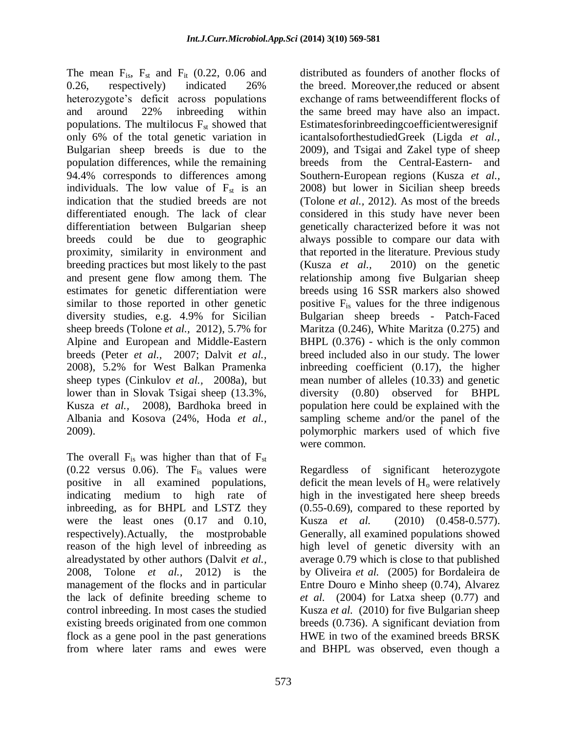The mean $F_{is}$, $F_{st}$ and $F_{it}$ (0.22, 0.06 and 0.26, respectively) indicated 26% heterozygote's deficit across populations and around 22% inbreeding within populations. The multilocus $F_{st}$ showed that only 6% of the total genetic variation in Bulgarian sheep breeds is due to the population differences, while the remaining 94.4% corresponds to differences among individuals. The low value of $F_{st}$ is an indication that the studied breeds are not differentiated enough. The lack of clear differentiation between Bulgarian sheep breeds could be due to geographic proximity, similarity in environment and breeding practices but most likely to the past and present gene flow among them. The estimates for genetic differentiation were similar to those reported in other genetic diversity studies, e.g. 4.9% for Sicilian sheep breeds (Tolone *et al.,* 2012), 5.7% for Alpine and European and Middle-Eastern breeds (Peter *et al.,* 2007; Dalvit *et al.,* 2008), 5.2% for West Balkan Pramenka sheep types (Cinkulov *et al.,* 2008a), but lower than in Slovak Tsigai sheep (13.3%, Kusza *et al.,* 2008), Bardhoka breed in Albania and Kosova (24%, Hoda *et al.*, 2009).

The overall $F_{is}$ was higher than that of $F_{st}$ (0.22 versus 0.06). The $F_{is}$ values were positive in all examined populations, indicating medium to high rate of inbreeding, as for BHPL and LSTZ they were the least ones (0.17 and 0.10, respectively).Actually, the mostprobable reason of the high level of inbreeding as alreadystated by other authors (Dalvit *et al.*, 2008, Tolone *et al.*, 2012) is the management of the flocks and in particular the lack of definite breeding scheme to control inbreeding. In most cases the studied existing breeds originated from one common flock as a gene pool in the past generations from where later rams and ewes were distributed as founders of another flocks of the breed. Moreover,the reduced or absent exchange of rams betweendifferent flocks of the same breed may have also an impact. EstimatesforinbreedingcoefficientweresignificantalsoforthestudiedGreek (Ligda *et al.*, 2009), and Tsigai and Zakel type of sheep breeds from the Central-Eastern- and Southern-European regions (Kusza *et al.*, 2008) but lower in Sicilian sheep breeds (Tolone *et al.*, 2012). As most of the breeds considered in this study have never been genetically characterized before it was not always possible to compare our data with that reported in the literature. Previous study (Kusza *et al.,* 2010) on the genetic relationship among five Bulgarian sheep breeds using 16 SSR markers also showed positive $F_{is}$ values for the three indigenous Bulgarian sheep breeds - Patch-Faced Maritza (0.246), White Maritza (0.275) and BHPL (0.376) - which is the only common breed included also in our study. The lower inbreeding coefficient (0.17), the higher mean number of alleles (10.33) and genetic diversity (0.80) observed for BHPL population here could be explained with the sampling scheme and/or the panel of the polymorphic markers used of which five were common.

Regardless of significant heterozygote deficit the mean levels of $H_o$ were relatively high in the investigated here sheep breeds (0.55-0.69), compared to these reported by Kusza *et al.* (2010) (0.458-0.577). Generally, all examined populations showed high level of genetic diversity with an average 0.79 which is close to that published by Oliveira *et al.* (2005) for Bordaleira de Entre Douro e Minho sheep (0.74), Alvarez *et al.* (2004) for Latxa sheep (0.77) and Kusza *et al.* (2010) for five Bulgarian sheep breeds (0.736). A significant deviation from HWE in two of the examined breeds BRSK and BHPL was observed, even though a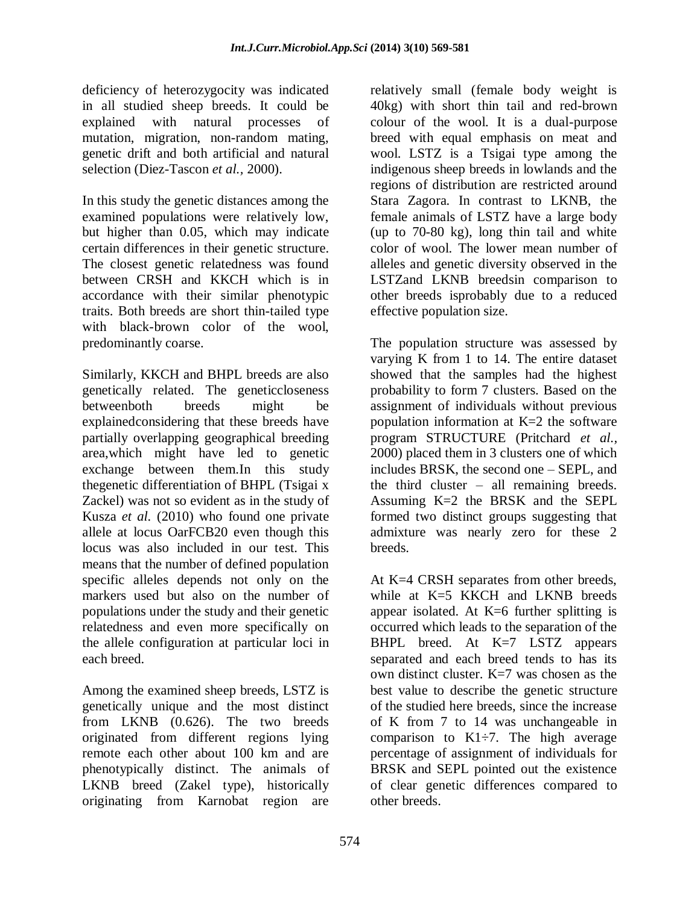deficiency of heterozygocity was indicated in all studied sheep breeds. It could be explained with natural processes of mutation, migration, non-random mating, genetic drift and both artificial and natural selection (Diez-Tascon *et al.*, 2000).

In this study the genetic distances among the examined populations were relatively low, but higher than 0.05, which may indicate certain differences in their genetic structure. The closest genetic relatedness was found between CRSH and KKCH which is in accordance with their similar phenotypic traits. Both breeds are short thin-tailed type with black-brown color of the wool, predominantly coarse.

Similarly, KKCH and BHPL breeds are also genetically related. The geneticcloseness betweenboth breeds might be explainedconsidering that these breeds have partially overlapping geographical breeding area,which might have led to genetic exchange between them.In this study thegenetic differentiation of BHPL (Tsigai x Zackel) was not so evident as in the study of Kusza *et al.* (2010) who found one private allele at locus OarFCB20 even though this locus was also included in our test. This means that the number of defined population specific alleles depends not only on the markers used but also on the number of populations under the study and their genetic relatedness and even more specifically on the allele configuration at particular loci in each breed.

Among the examined sheep breeds, LSTZ is genetically unique and the most distinct from LKNB (0.626). The two breeds originated from different regions lying remote each other about 100 km and are phenotypically distinct. The animals of LKNB breed (Zakel type), historically originating from Karnobat region are relatively small (female body weight is 40kg) with short thin tail and red-brown colour of the wool. It is a dual-purpose breed with equal emphasis on meat and wool. LSTZ is a Tsigai type among the indigenous sheep breeds in lowlands and the regions of distribution are restricted around Stara Zagora. In contrast to LKNB, the female animals of LSTZ have a large body (up to 70-80 kg), long thin tail and white color of wool. The lower mean number of alleles and genetic diversity observed in the LSTZand LKNB breedsin comparison to other breeds isprobably due to a reduced effective population size.

The population structure was assessed by varying K from 1 to 14. The entire dataset showed that the samples had the highest probability to form 7 clusters. Based on the assignment of individuals without previous population information at K=2 the software program STRUCTURE (Pritchard *et al.*, 2000) placed them in 3 clusters one of which includes BRSK, the second one – SEPL, and the third cluster – all remaining breeds. Assuming K=2 the BRSK and the SEPL formed two distinct groups suggesting that admixture was nearly zero for these 2 breeds.

At K=4 CRSH separates from other breeds, while at K=5 KKCH and LKNB breeds appear isolated. At K=6 further splitting is occurred which leads to the separation of the BHPL breed. At K=7 LSTZ appears separated and each breed tends to has its own distinct cluster. K=7 was chosen as the best value to describe the genetic structure of the studied here breeds, since the increase of K from 7 to 14 was unchangeable in comparison to K1÷7. The high average percentage of assignment of individuals for BRSK and SEPL pointed out the existence of clear genetic differences compared to other breeds.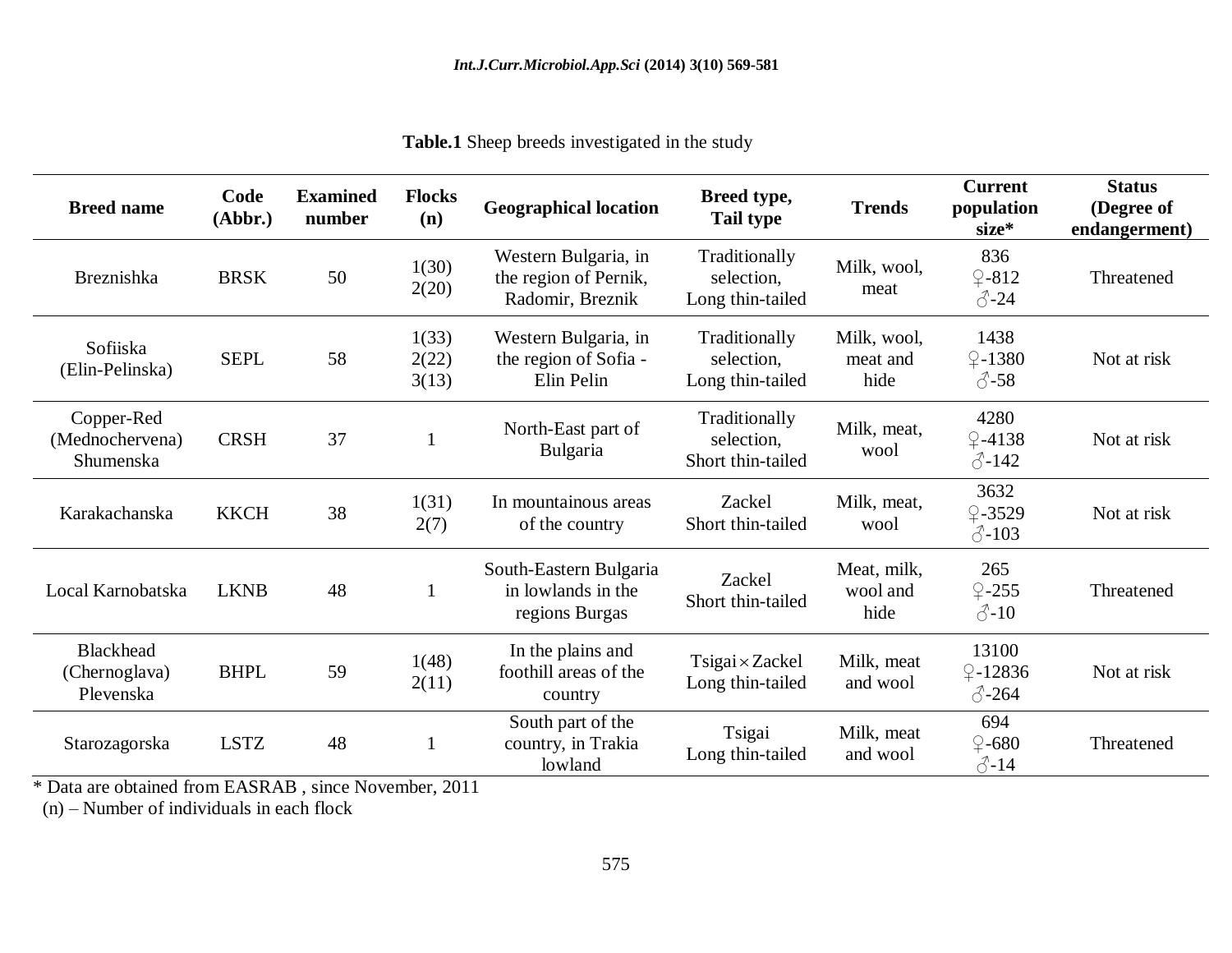**Table.1** Sheep breeds investigated in the study

| Breed name | Code (Abbr.) | Examined number | Flocks (n) | Geographical location | Breed type, Tail type | Trends | Current population size* | Status (Degree of endangerment) |
|---|---|---|---|---|---|---|---|---|
| Breznishka | BRSK | 50 | 1(30) 2(20) | Western Bulgaria, in the region of Pernik, Radomir, Breznik | Traditionally selection, Long thin-tailed | Milk, wool, meat | 836 ♀-812 ♂-24 | Threatened |
| Sofiiska (Elin-Pelinska) | SEPL | 58 | 1(33) 2(22) 3(13) | Western Bulgaria, in the region of Sofia - Elin Pelin | Traditionally selection, Long thin-tailed | Milk, wool, meat and hide | 1438 ♀-1380 ♂-58 | Not at risk |
| Copper-Red (Mednochervena) Shumenska | CRSH | 37 | 1 | North-East part of Bulgaria | Traditionally selection, Short thin-tailed | Milk, meat, wool | 4280 ♀-4138 ♂-142 | Not at risk |
| Karakachanska | KKCH | 38 | 1(31) 2(7) | In mountainous areas of the country | Zackel Short thin-tailed | Milk, meat, wool | 3632 ♀-3529 ♂-103 | Not at risk |
| Local Karnobatska | LKNB | 48 | 1 | South-Eastern Bulgaria in lowlands in the regions Burgas | Zackel Short thin-tailed | Meat, milk, wool and hide | 265 ♀-255 ♂-10 | Threatened |
| Blackhead (Chernoglava) Plevenska | BHPL | 59 | 1(48) 2(11) | In the plains and foothill areas of the country | Tsigai × Zackel Long thin-tailed | Milk, meat and wool | 13100 ♀-12836 ♂-264 | Not at risk |
| Starozagorska | LSTZ | 48 | 1 | South part of the country, in Trakia lowland | Tsigai Long thin-tailed | Milk, meat and wool | 694 ♀-680 ♂-14 | Threatened |

* Data are obtained from EASRAB , since November, 2011

(n) – Number of individuals in each flock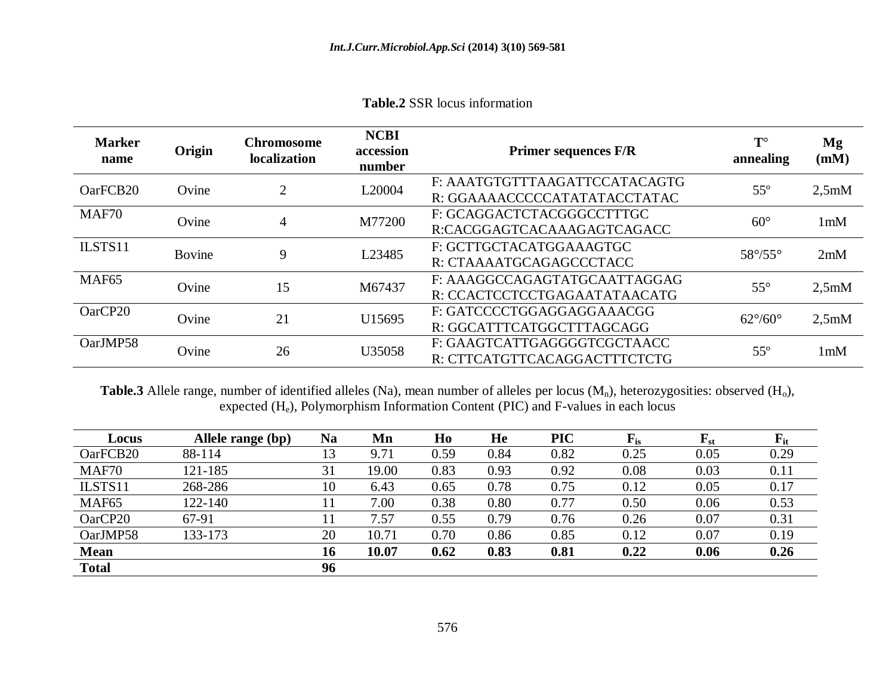**Table.2** SSR locus information

| Marker name | Origin | Chromosome localization | NCBI accession number | Primer sequences F/R | T° annealing | Mg (mM) |
|---|---|---|---|---|---|---|
| OarFCB20 | Ovine | 2 | L20004 | F: AAATGTGTTTAAGATTCCATACAGTG<br>R: GGAAAACCCCCATATATACCTATAC | 55º | 2,5mM |
| MAF70 | Ovine | 4 | M77200 | F: GCAGGACTCTACGGGCCTTTGC<br>R:CACGGAGTCACAAAGAGTCAGACC | 60° | 1mM |
| ILSTS11 | Bovine | 9 | L23485 | F: GCTTGCTACATGGAAAGTGC<br>R: CTAAAATGCAGAGCCCTACC | 58°/55° | 2mM |
| MAF65 | Ovine | 15 | M67437 | F: AAAGGCCAGAGTATGCAATTAGGAG<br>R: CCACTCCTCCTGAGAATATAACATG | 55° | 2,5mM |
| OarCP20 | Ovine | 21 | U15695 | F: GATCCCCTGGAGGAGGAAACGG<br>R: GGCATTTCATGGCTTTAGCAGG | 62°/60° | 2,5mM |
| OarJMP58 | Ovine | 26 | U35058 | F: GAAGTCATTGAGGGGTCGCTAACC<br>R: CTTCATGTTCACAGGACTTTCTCTG | 55º | 1mM |

**Table.3** Allele range, number of identified alleles (Na), mean number of alleles per locus ($M_n$), heterozygosities: observed ($H_o$), expected ($H_e$), Polymorphism Information Content (PIC) and F-values in each locus

| Locus | Allele range (bp) | Na | Mn | Ho | He | PIC | $F_{is}$ | $F_{st}$ | $F_{it}$ |
|---|---|---|---|---|---|---|---|---|---|
| OarFCB20 | 88-114 | 13 | 9.71 | 0.59 | 0.84 | 0.82 | 0.25 | 0.05 | 0.29 |
| MAF70 | 121-185 | 31 | 19.00 | 0.83 | 0.93 | 0.92 | 0.08 | 0.03 | 0.11 |
| ILSTS11 | 268-286 | 10 | 6.43 | 0.65 | 0.78 | 0.75 | 0.12 | 0.05 | 0.17 |
| MAF65 | 122-140 | 11 | 7.00 | 0.38 | 0.80 | 0.77 | 0.50 | 0.06 | 0.53 |
| OarCP20 | 67-91 | 11 | 7.57 | 0.55 | 0.79 | 0.76 | 0.26 | 0.07 | 0.31 |
| OarJMP58 | 133-173 | 20 | 10.71 | 0.70 | 0.86 | 0.85 | 0.12 | 0.07 | 0.19 |
| **Mean** | | **16** | **10.07** | **0.62** | **0.83** | **0.81** | **0.22** | **0.06** | **0.26** |
| **Total** | | **96** | | | | | | | |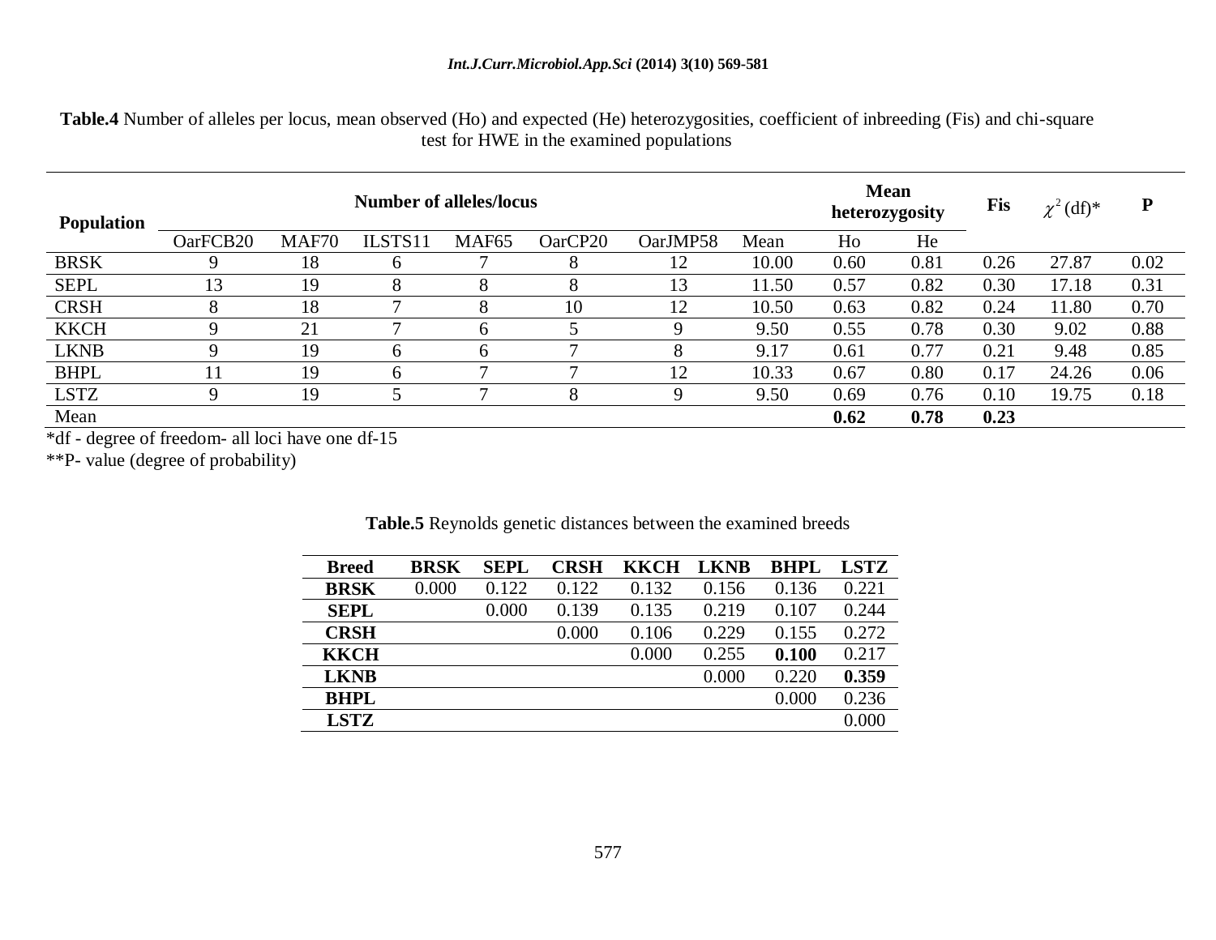**Table.4** Number of alleles per locus, mean observed (Ho) and expected (He) heterozygosities, coefficient of inbreeding (Fis) and chi-square test for HWE in the examined populations

| Population | Number of alleles/locus | | | | | | | Mean heterozygosity | | Fis | $\chi^2$ (df)* | P |
|---|---|---|---|---|---|---|---|---|---|---|---|---|
| | OarFCB20 | MAF70 | ILSTS11 | MAF65 | OarCP20 | OarJMP58 | Mean | Ho | He | | | |
| BRSK | 9 | 18 | 6 | 7 | 8 | 12 | 10.00 | 0.60 | 0.81 | 0.26 | 27.87 | 0.02 |
| SEPL | 13 | 19 | 8 | 8 | 8 | 13 | 11.50 | 0.57 | 0.82 | 0.30 | 17.18 | 0.31 |
| CRSH | 8 | 18 | 7 | 8 | 10 | 12 | 10.50 | 0.63 | 0.82 | 0.24 | 11.80 | 0.70 |
| KKCH | 9 | 21 | 7 | 6 | 5 | 9 | 9.50 | 0.55 | 0.78 | 0.30 | 9.02 | 0.88 |
| LKNB | 9 | 19 | 6 | 6 | 7 | 8 | 9.17 | 0.61 | 0.77 | 0.21 | 9.48 | 0.85 |
| BHPL | 11 | 19 | 6 | 7 | 7 | 12 | 10.33 | 0.67 | 0.80 | 0.17 | 24.26 | 0.06 |
| LSTZ | 9 | 19 | 5 | 7 | 8 | 9 | 9.50 | 0.69 | 0.76 | 0.10 | 19.75 | 0.18 |
| Mean | | | | | | | | **0.62** | **0.78** | **0.23** | | |

*df - degree of freedom- all loci have one df-15

**P- value (degree of probability)

**Table.5** Reynolds genetic distances between the examined breeds

| Breed | BRSK | SEPL | CRSH | KKCH | LKNB | BHPL | LSTZ |
|---|---|---|---|---|---|---|---|
| **BRSK** | 0.000 | 0.122 | 0.122 | 0.132 | 0.156 | 0.136 | 0.221 |
| **SEPL** | | 0.000 | 0.139 | 0.135 | 0.219 | 0.107 | 0.244 |
| **CRSH** | | | 0.000 | 0.106 | 0.229 | 0.155 | 0.272 |
| **KKCH** | | | | 0.000 | 0.255 | **0.100** | 0.217 |
| **LKNB** | | | | | 0.000 | 0.220 | **0.359** |
| **BHPL** | | | | | | 0.000 | 0.236 |
| **LSTZ** | | | | | | | 0.000 |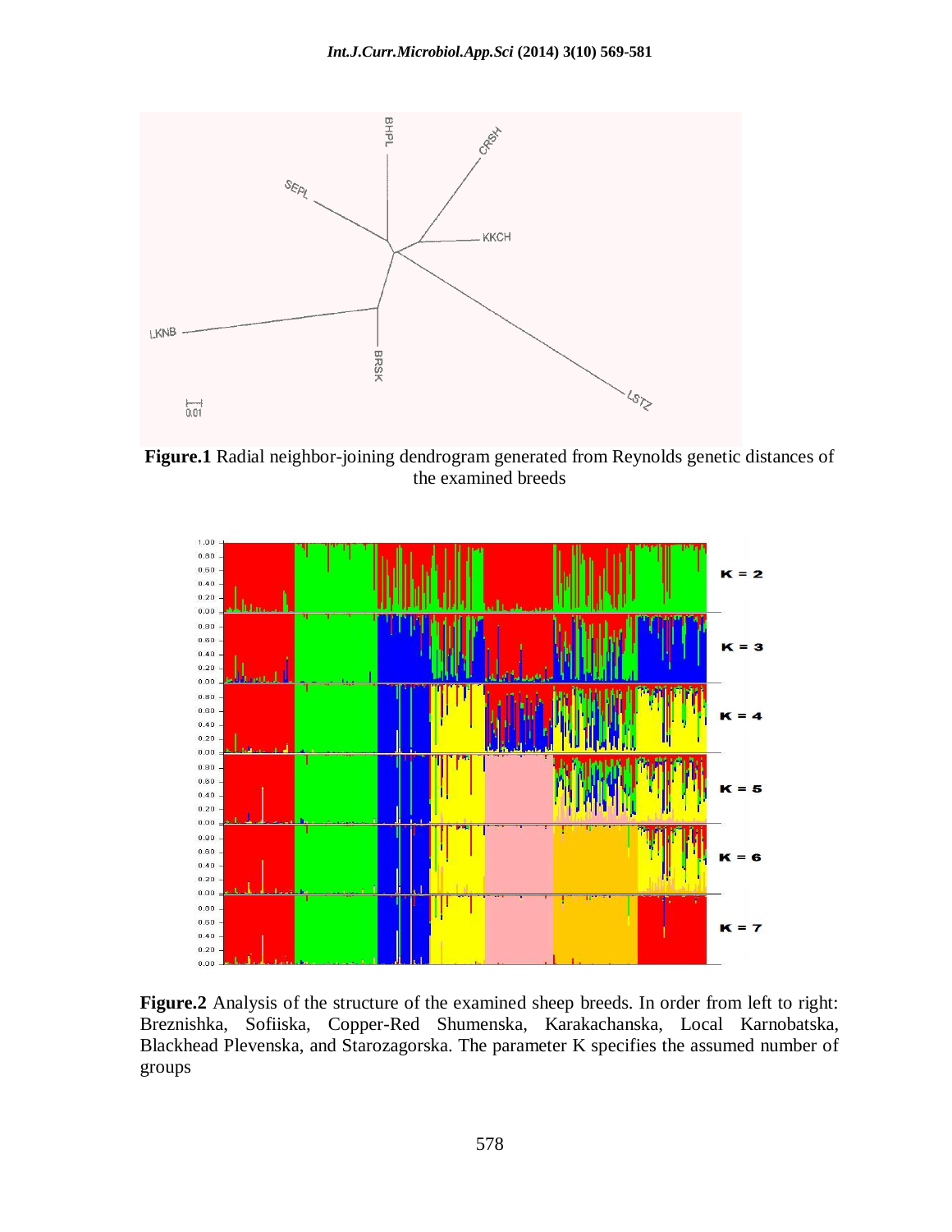**Figure.1** Radial neighbor-joining dendrogram generated from Reynolds genetic distances of the examined breeds

**Figure.2** Analysis of the structure of the examined sheep breeds. In order from left to right: Breznishka, Sofiiska, Copper-Red Shumenska, Karakachanska, Local Karnobatska, Blackhead Plevenska, and Starozagorska. The parameter K specifies the assumed number of groups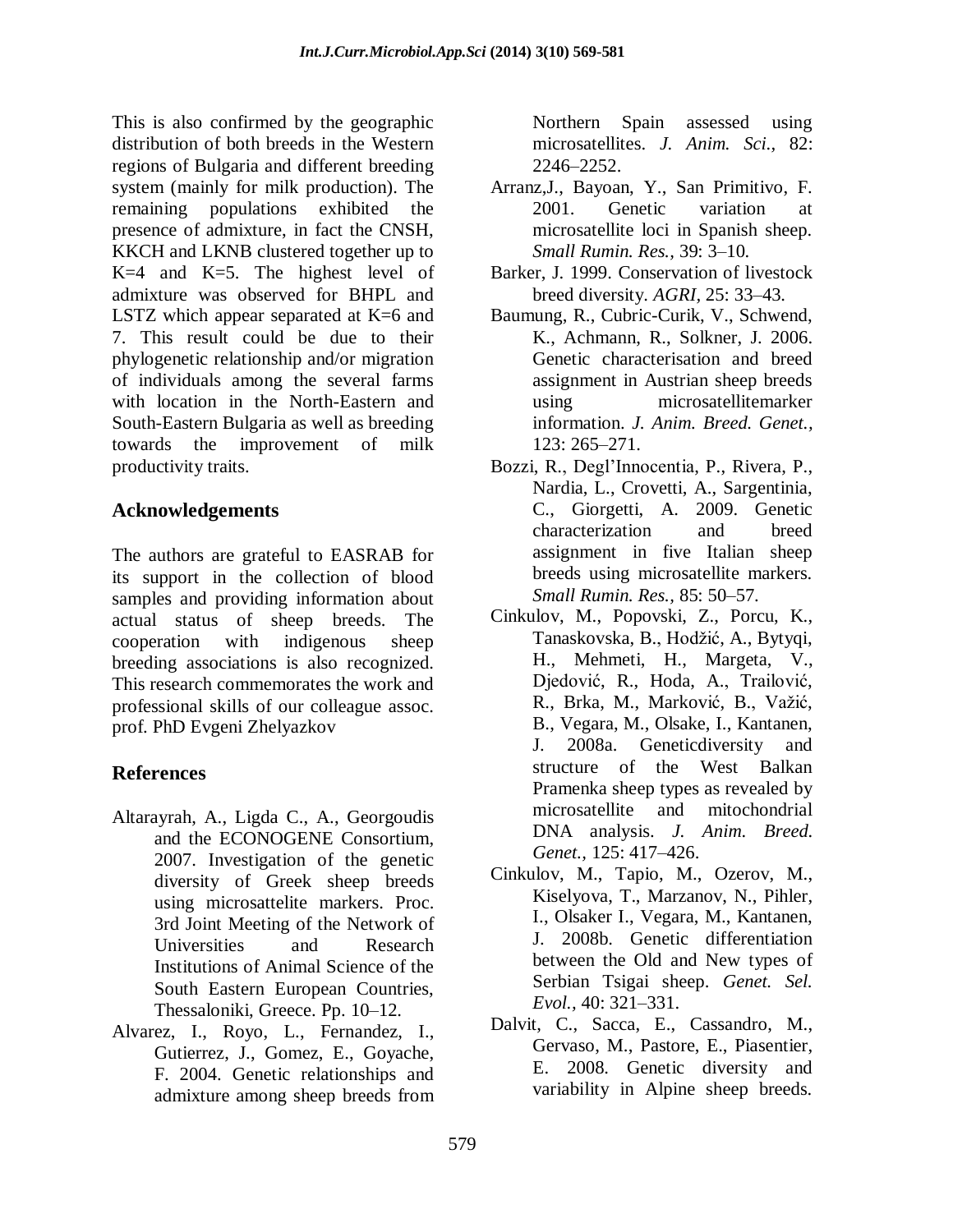This is also confirmed by the geographic distribution of both breeds in the Western regions of Bulgaria and different breeding system (mainly for milk production). The remaining populations exhibited the presence of admixture, in fact the CNSH, KKCH and LKNB clustered together up to K=4 and K=5. The highest level of admixture was observed for BHPL and LSTZ which appear separated at K=6 and 7. This result could be due to their phylogenetic relationship and/or migration of individuals among the several farms with location in the North-Eastern and South-Eastern Bulgaria as well as breeding towards the improvement of milk productivity traits.

## Acknowledgements

The authors are grateful to EASRAB for its support in the collection of blood samples and providing information about actual status of sheep breeds. The cooperation with indigenous sheep breeding associations is also recognized. This research commemorates the work and professional skills of our colleague assoc. prof. PhD Evgeni Zhelyazkov

## References

Altarayrah, A., Ligda C., A., Georgoudis and the ECONOGENE Consortium, 2007. Investigation of the genetic diversity of Greek sheep breeds using microsattelite markers. Proc. 3rd Joint Meeting of the Network of Universities and Research Institutions of Animal Science of the South Eastern European Countries, Thessaloniki, Greece. Pp. 10–12.

Alvarez, I., Royo, L., Fernandez, I., Gutierrez, J., Gomez, E., Goyache, F. 2004. Genetic relationships and admixture among sheep breeds from Northern Spain assessed using microsatellites. *J. Anim. Sci.,* 82: 2246–2252.

Arranz,J., Bayoan, Y., San Primitivo, F. 2001. Genetic variation at microsatellite loci in Spanish sheep. *Small Rumin. Res.,* 39: 3–10.

Barker, J. 1999. Conservation of livestock breed diversity. *AGRI,* 25: 33–43.

Baumung, R., Cubric-Curik, V., Schwend, K., Achmann, R., Solkner, J. 2006. Genetic characterisation and breed assignment in Austrian sheep breeds using microsatellitemarker information. *J. Anim. Breed. Genet.,* 123: 265–271.

Bozzi, R., Degl'Innocentia, P., Rivera, P., Nardia, L., Crovetti, A., Sargentinia, C., Giorgetti, A. 2009. Genetic characterization and breed assignment in five Italian sheep breeds using microsatellite markers. *Small Rumin. Res.,* 85: 50–57.

Cinkulov, M., Popovski, Z., Porcu, K., Tanaskovska, B., Hodžić, A., Bytyqi, H., Mehmeti, H., Margeta, V., Djedović, R., Hoda, A., Trailović, R., Brka, M., Marković, B., Važić, B., Vegara, M., Olsake, I., Kantanen, J. 2008a. Geneticdiversity and structure of the West Balkan Pramenka sheep types as revealed by microsatellite and mitochondrial DNA analysis. *J. Anim. Breed. Genet.,* 125: 417–426.

Cinkulov, M., Tapio, M., Ozerov, M., Kiselyova, T., Marzanov, N., Pihler, I., Olsaker I., Vegara, M., Kantanen, J. 2008b. Genetic differentiation between the Old and New types of Serbian Tsigai sheep. *Genet. Sel. Evol.,* 40: 321–331.

Dalvit, C., Sacca, E., Cassandro, M., Gervaso, M., Pastore, E., Piasentier, E. 2008. Genetic diversity and variability in Alpine sheep breeds.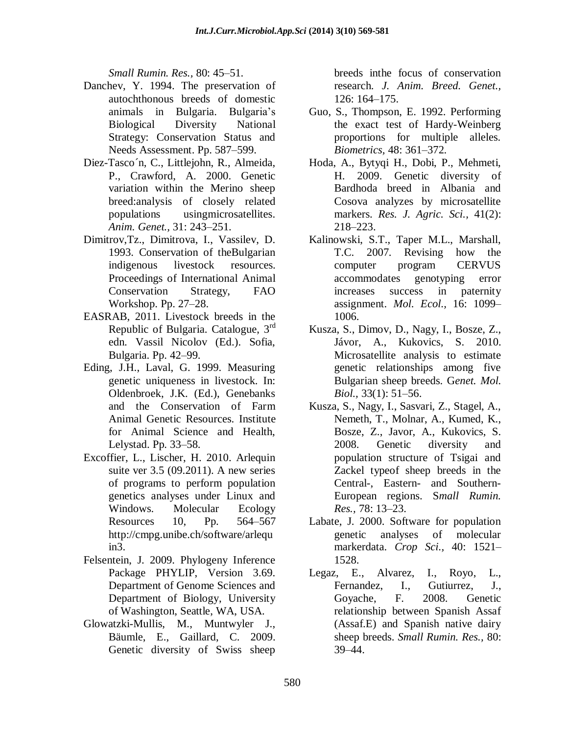*Small Rumin. Res.,* 80: 45–51.

Danchev, Y. 1994. The preservation of autochthonous breeds of domestic animals in Bulgaria. Bulgaria's Biological Diversity National Strategy: Conservation Status and Needs Assessment. Pp. 587–599.

Diez-Tasco´n, C., Littlejohn, R., Almeida, P., Crawford, A. 2000. Genetic variation within the Merino sheep breed:analysis of closely related populations usingmicrosatellites. *Anim. Genet.,* 31: 243–251.

Dimitrov,Tz., Dimitrova, I., Vassilev, D. 1993. Conservation of theBulgarian indigenous livestock resources. Proceedings of International Animal Conservation Strategy, FAO Workshop. Pp. 27–28.

EASRAB, 2011. Livestock breeds in the Republic of Bulgaria. Catalogue, 3rd edn. Vassil Nicolov (Ed.). Sofia, Bulgaria. Pp. 42–99.

Eding, J.H., Laval, G. 1999. Measuring genetic uniqueness in livestock. In: Oldenbroek, J.K. (Ed.), Genebanks and the Conservation of Farm Animal Genetic Resources. Institute for Animal Science and Health, Lelystad. Pp. 33–58.

Excoffier, L., Lischer, H. 2010. Arlequin suite ver 3.5 (09.2011). A new series of programs to perform population genetics analyses under Linux and Windows. Molecular Ecology Resources 10, Pp. 564–567 http://cmpg.unibe.ch/software/arlequin3.

Felsentein, J. 2009. Phylogeny Inference Package PHYLIP, Version 3.69. Department of Genome Sciences and Department of Biology, University of Washington, Seattle, WA, USA.

Glowatzki-Mullis, M., Muntwyler J., Bäumle, E., Gaillard, C. 2009. Genetic diversity of Swiss sheep breeds inthe focus of conservation research. *J. Anim. Breed. Genet.,* 126: 164–175.

Guo, S., Thompson, E. 1992. Performing the exact test of Hardy-Weinberg proportions for multiple alleles. *Biometrics,* 48: 361–372.

Hoda, A., Bytyqi H., Dobi, P., Mehmeti, H. 2009. Genetic diversity of Bardhoda breed in Albania and Cosova analyzes by microsatellite markers. *Res. J. Agric. Sci.,* 41(2): 218–223.

Kalinowski, S.T., Taper M.L., Marshall, T.C. 2007. Revising how the computer program CERVUS accommodates genotyping error increases success in paternity assignment. *Mol. Ecol.,* 16: 1099–1006.

Kusza, S., Dimov, D., Nagy, I., Bosze, Z., Jávor, A., Kukovics, S. 2010. Microsatellite analysis to estimate genetic relationships among five Bulgarian sheep breeds. G*enet. Mol. Biol.,* 33(1): 51–56.

Kusza, S., Nagy, I., Sasvari, Z., Stagel, A., Nemeth, T., Molnar, A., Kumed, K., Bosze, Z., Javor, A., Kukovics, S. 2008. Genetic diversity and population structure of Tsigai and Zackel typeof sheep breeds in the Central-, Eastern- and Southern-European regions. S*mall Rumin. Res.,* 78: 13–23.

Labate, J. 2000. Software for population genetic analyses of molecular markerdata. *Crop Sci.,* 40: 1521–1528.

Legaz, E., Alvarez, I., Royo, L., Fernandez, I., Gutiurrez, J., Goyache, F. 2008. Genetic relationship between Spanish Assaf (Assaf.E) and Spanish native dairy sheep breeds. *Small Rumin. Res.,* 80: 39–44.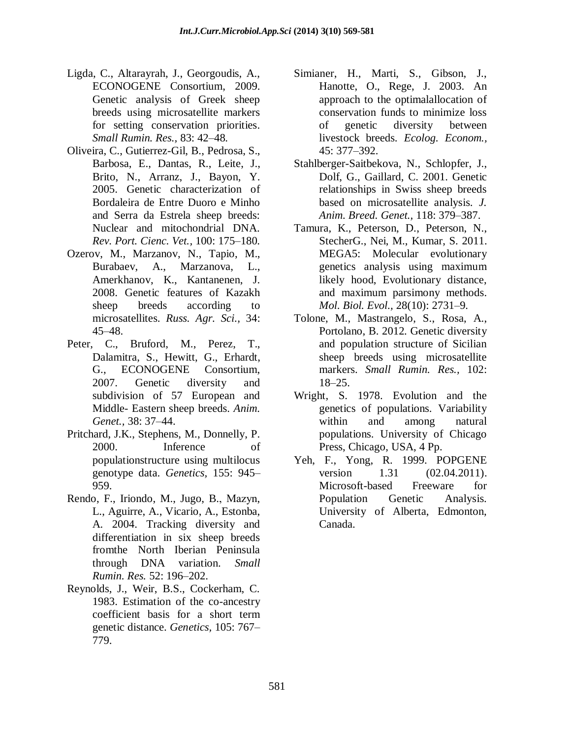Ligda, C., Altarayrah, J., Georgoudis, A., ECONOGENE Consortium, 2009. Genetic analysis of Greek sheep breeds using microsatellite markers for setting conservation priorities. *Small Rumin. Res.*, 83: 42–48.

Oliveira, C., Gutierrez-Gil, B., Pedrosa, S., Barbosa, E., Dantas, R., Leite, J., Brito, N., Arranz, J., Bayon, Y. 2005. Genetic characterization of Bordaleira de Entre Duoro e Minho and Serra da Estrela sheep breeds: Nuclear and mitochondrial DNA. *Rev. Port. Cienc. Vet.*, 100: 175–180.

Ozerov, M., Marzanov, N., Tapio, M., Burabaev, A., Marzanova, L., Amerkhanov, K., Kantanenen, J. 2008. Genetic features of Kazakh sheep breeds according to microsatellites. *Russ. Agr. Sci.*, 34: 45–48.

Peter, C., Bruford, M., Perez, T., Dalamitra, S., Hewitt, G., Erhardt, G., ECONOGENE Consortium, 2007. Genetic diversity and subdivision of 57 European and Middle- Eastern sheep breeds. *Anim. Genet.*, 38: 37–44.

Pritchard, J.K., Stephens, M., Donnelly, P. 2000. Inference of populationstructure using multilocus genotype data. *Genetics*, 155: 945–959.

Rendo, F., Iriondo, M., Jugo, B., Mazyn, L., Aguirre, A., Vicario, A., Estonba, A. 2004. Tracking diversity and differentiation in six sheep breeds fromthe North Iberian Peninsula through DNA variation. *Small Rumin. Res.* 52: 196–202.

Reynolds, J., Weir, B.S., Cockerham, C. 1983. Estimation of the co-ancestry coefficient basis for a short term genetic distance. *Genetics*, 105: 767–779.

Simianer, H., Marti, S., Gibson, J., Hanotte, O., Rege, J. 2003. An approach to the optimalallocation of conservation funds to minimize loss of genetic diversity between livestock breeds. *Ecolog. Econom.*, 45: 377–392.

Stahlberger-Saitbekova, N., Schlopfer, J., Dolf, G., Gaillard, C. 2001. Genetic relationships in Swiss sheep breeds based on microsatellite analysis. *J. Anim. Breed. Genet.*, 118: 379–387.

Tamura, K., Peterson, D., Peterson, N., StecherG., Nei, M., Kumar, S. 2011. MEGA5: Molecular evolutionary genetics analysis using maximum likely hood, Evolutionary distance, and maximum parsimony methods. *Mol. Biol. Evol.*, 28(10): 2731–9.

Tolone, M., Mastrangelo, S., Rosa, A., Portolano, B. 2012. Genetic diversity and population structure of Sicilian sheep breeds using microsatellite markers. *Small Rumin. Res.*, 102: 18–25.

Wright, S. 1978. Evolution and the genetics of populations. Variability within and among natural populations. University of Chicago Press, Chicago, USA, 4 Pp.

Yeh, F., Yong, R. 1999. POPGENE version 1.31 (02.04.2011). Microsoft-based Freeware for Population Genetic Analysis. University of Alberta, Edmonton, Canada.